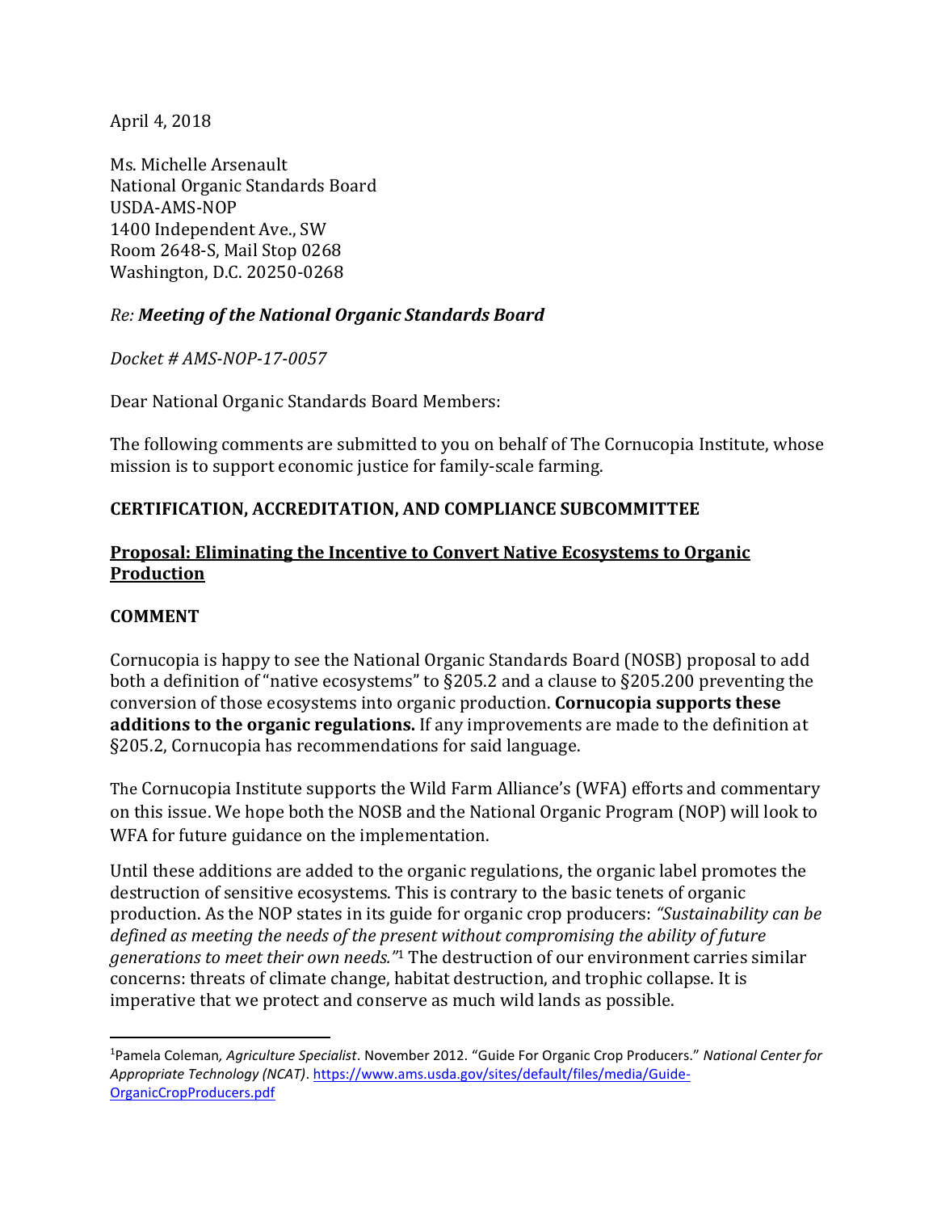April 4, 2018

Ms. Michelle Arsenault
National Organic Standards Board
USDA-AMS-NOP
1400 Independent Ave., SW
Room 2648-S, Mail Stop 0268
Washington, D.C. 20250-0268

*Re: **Meeting of the National Organic Standards Board***

*Docket # AMS-NOP-17-0057*

Dear National Organic Standards Board Members:

The following comments are submitted to you on behalf of The Cornucopia Institute, whose mission is to support economic justice for family-scale farming.

**CERTIFICATION, ACCREDITATION, AND COMPLIANCE SUBCOMMITTEE**

**Proposal: Eliminating the Incentive to Convert Native Ecosystems to Organic Production**

**COMMENT**

Cornucopia is happy to see the National Organic Standards Board (NOSB) proposal to add both a definition of "native ecosystems" to §205.2 and a clause to §205.200 preventing the conversion of those ecosystems into organic production. **Cornucopia supports these additions to the organic regulations.** If any improvements are made to the definition at §205.2, Cornucopia has recommendations for said language.

The Cornucopia Institute supports the Wild Farm Alliance's (WFA) efforts and commentary on this issue. We hope both the NOSB and the National Organic Program (NOP) will look to WFA for future guidance on the implementation.

Until these additions are added to the organic regulations, the organic label promotes the destruction of sensitive ecosystems. This is contrary to the basic tenets of organic production. As the NOP states in its guide for organic crop producers: *"Sustainability can be defined as meeting the needs of the present without compromising the ability of future generations to meet their own needs."*[1] The destruction of our environment carries similar concerns: threats of climate change, habitat destruction, and trophic collapse. It is imperative that we protect and conserve as much wild lands as possible.

---

[1] Pamela Coleman, *Agriculture Specialist*. November 2012. "Guide For Organic Crop Producers." *National Center for Appropriate Technology (NCAT)*. https://www.ams.usda.gov/sites/default/files/media/Guide-OrganicCropProducers.pdf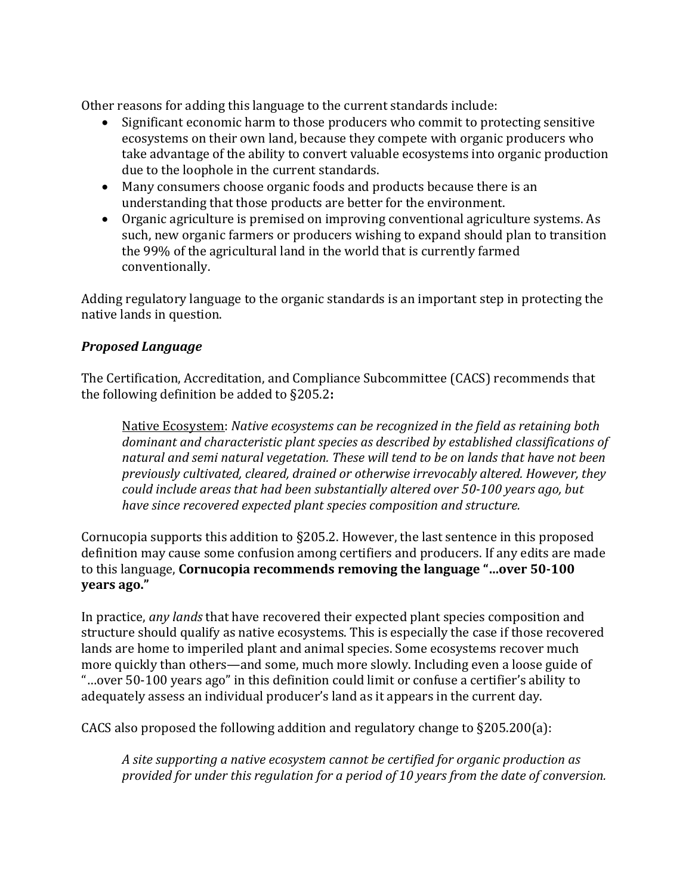Other reasons for adding this language to the current standards include:

- Significant economic harm to those producers who commit to protecting sensitive ecosystems on their own land, because they compete with organic producers who take advantage of the ability to convert valuable ecosystems into organic production due to the loophole in the current standards.
- Many consumers choose organic foods and products because there is an understanding that those products are better for the environment.
- Organic agriculture is premised on improving conventional agriculture systems. As such, new organic farmers or producers wishing to expand should plan to transition the 99% of the agricultural land in the world that is currently farmed conventionally.

Adding regulatory language to the organic standards is an important step in protecting the native lands in question.

### ***Proposed Language***

The Certification, Accreditation, and Compliance Subcommittee (CACS) recommends that the following definition be added to §205.2**:**

> <u>Native Ecosystem</u>: *Native ecosystems can be recognized in the field as retaining both dominant and characteristic plant species as described by established classifications of natural and semi natural vegetation. These will tend to be on lands that have not been previously cultivated, cleared, drained or otherwise irrevocably altered. However, they could include areas that had been substantially altered over 50-100 years ago, but have since recovered expected plant species composition and structure.*

Cornucopia supports this addition to §205.2. However, the last sentence in this proposed definition may cause some confusion among certifiers and producers. If any edits are made to this language, **Cornucopia recommends removing the language "...over 50-100 years ago."**

In practice, *any lands* that have recovered their expected plant species composition and structure should qualify as native ecosystems. This is especially the case if those recovered lands are home to imperiled plant and animal species. Some ecosystems recover much more quickly than others—and some, much more slowly. Including even a loose guide of "...over 50-100 years ago" in this definition could limit or confuse a certifier's ability to adequately assess an individual producer's land as it appears in the current day.

CACS also proposed the following addition and regulatory change to §205.200(a):

> *A site supporting a native ecosystem cannot be certified for organic production as provided for under this regulation for a period of 10 years from the date of conversion.*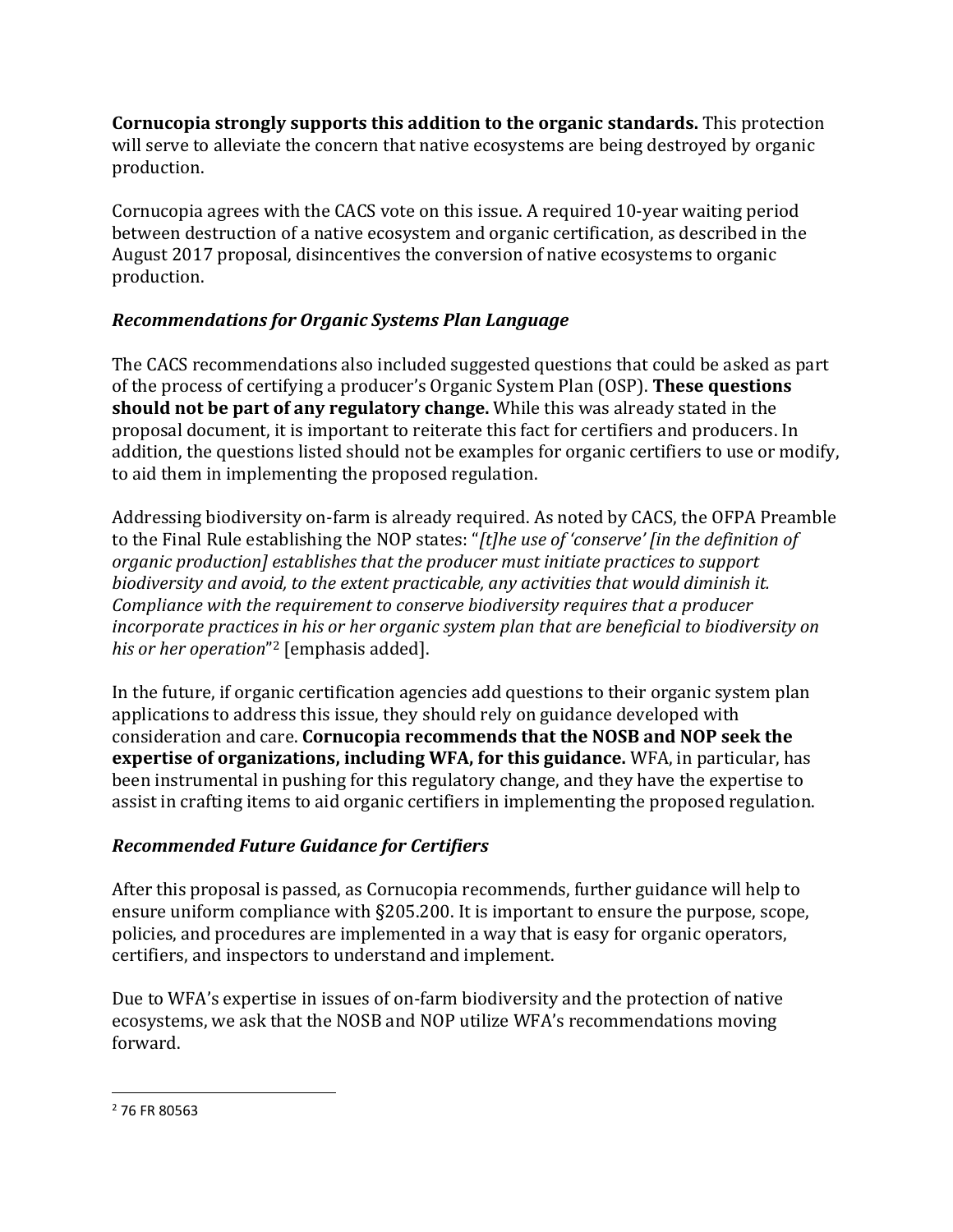**Cornucopia strongly supports this addition to the organic standards.** This protection will serve to alleviate the concern that native ecosystems are being destroyed by organic production.

Cornucopia agrees with the CACS vote on this issue. A required 10-year waiting period between destruction of a native ecosystem and organic certification, as described in the August 2017 proposal, disincentives the conversion of native ecosystems to organic production.

### *Recommendations for Organic Systems Plan Language*

The CACS recommendations also included suggested questions that could be asked as part of the process of certifying a producer's Organic System Plan (OSP). **These questions should not be part of any regulatory change.** While this was already stated in the proposal document, it is important to reiterate this fact for certifiers and producers. In addition, the questions listed should not be examples for organic certifiers to use or modify, to aid them in implementing the proposed regulation.

Addressing biodiversity on-farm is already required. As noted by CACS, the OFPA Preamble to the Final Rule establishing the NOP states: "*[t]he use of 'conserve' [in the definition of organic production] establishes that the producer must initiate practices to support biodiversity and avoid, to the extent practicable, any activities that would diminish it. Compliance with the requirement to conserve biodiversity requires that a producer incorporate practices in his or her organic system plan that are beneficial to biodiversity on his or her operation*"[2] [emphasis added].

In the future, if organic certification agencies add questions to their organic system plan applications to address this issue, they should rely on guidance developed with consideration and care. **Cornucopia recommends that the NOSB and NOP seek the expertise of organizations, including WFA, for this guidance.** WFA, in particular, has been instrumental in pushing for this regulatory change, and they have the expertise to assist in crafting items to aid organic certifiers in implementing the proposed regulation.

### *Recommended Future Guidance for Certifiers*

After this proposal is passed, as Cornucopia recommends, further guidance will help to ensure uniform compliance with §205.200. It is important to ensure the purpose, scope, policies, and procedures are implemented in a way that is easy for organic operators, certifiers, and inspectors to understand and implement.

Due to WFA's expertise in issues of on-farm biodiversity and the protection of native ecosystems, we ask that the NOSB and NOP utilize WFA's recommendations moving forward.

---

[2] 76 FR 80563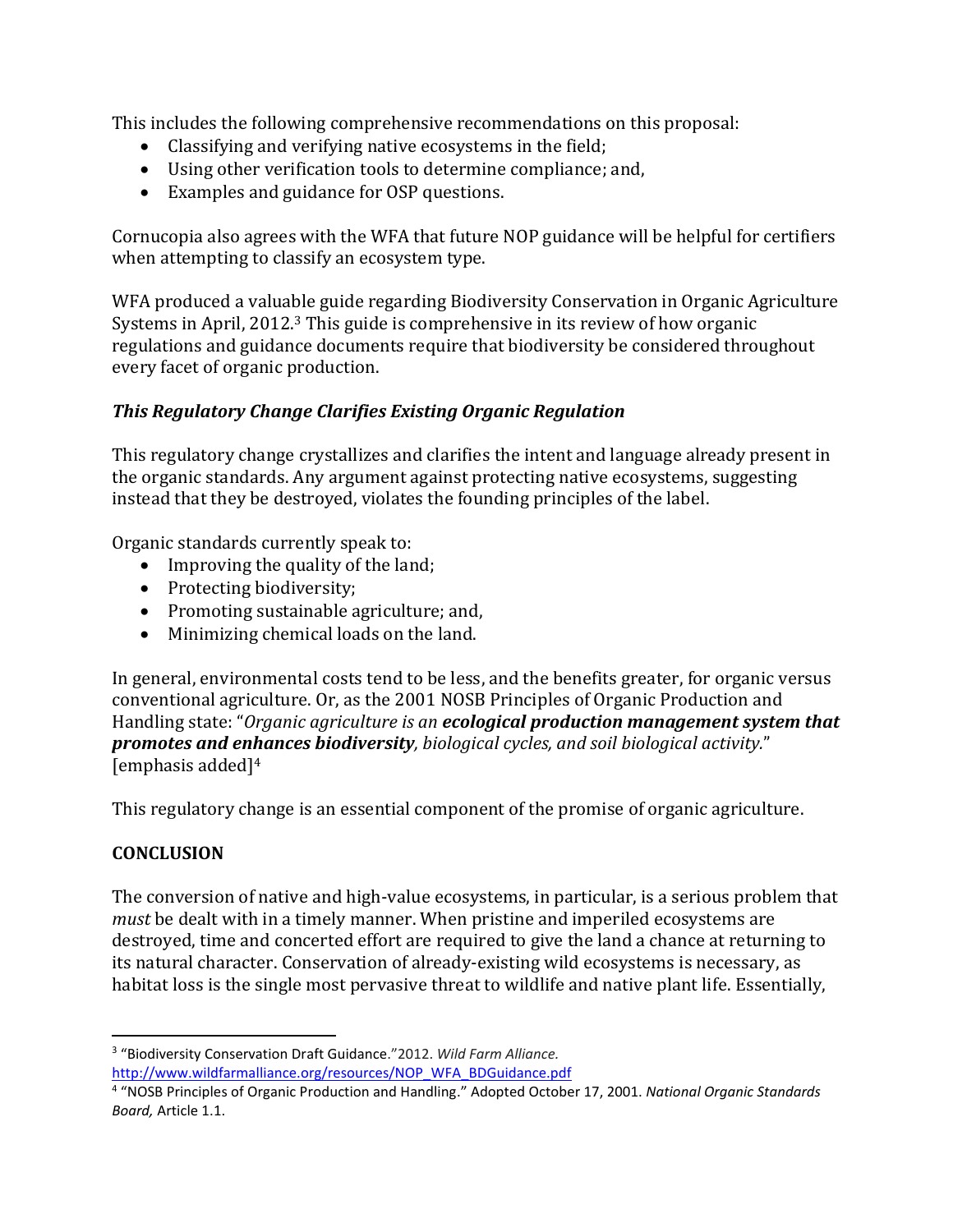This includes the following comprehensive recommendations on this proposal:

- Classifying and verifying native ecosystems in the field;
- Using other verification tools to determine compliance; and,
- Examples and guidance for OSP questions.

Cornucopia also agrees with the WFA that future NOP guidance will be helpful for certifiers when attempting to classify an ecosystem type.

WFA produced a valuable guide regarding Biodiversity Conservation in Organic Agriculture Systems in April, 2012.[3] This guide is comprehensive in its review of how organic regulations and guidance documents require that biodiversity be considered throughout every facet of organic production.

***This Regulatory Change Clarifies Existing Organic Regulation***

This regulatory change crystallizes and clarifies the intent and language already present in the organic standards. Any argument against protecting native ecosystems, suggesting instead that they be destroyed, violates the founding principles of the label.

Organic standards currently speak to:

- Improving the quality of the land;
- Protecting biodiversity;
- Promoting sustainable agriculture; and,
- Minimizing chemical loads on the land.

In general, environmental costs tend to be less, and the benefits greater, for organic versus conventional agriculture. Or, as the 2001 NOSB Principles of Organic Production and Handling state: "*Organic agriculture is an **ecological production management system that promotes and enhances biodiversity**, biological cycles, and soil biological activity.*" [emphasis added][4]

This regulatory change is an essential component of the promise of organic agriculture.

**CONCLUSION**

The conversion of native and high-value ecosystems, in particular, is a serious problem that *must* be dealt with in a timely manner. When pristine and imperiled ecosystems are destroyed, time and concerted effort are required to give the land a chance at returning to its natural character. Conservation of already-existing wild ecosystems is necessary, as habitat loss is the single most pervasive threat to wildlife and native plant life. Essentially,

---

[3] "Biodiversity Conservation Draft Guidance."2012. *Wild Farm Alliance.* http://www.wildfarmalliance.org/resources/NOP_WFA_BDGuidance.pdf

[4] "NOSB Principles of Organic Production and Handling." Adopted October 17, 2001. *National Organic Standards Board,* Article 1.1.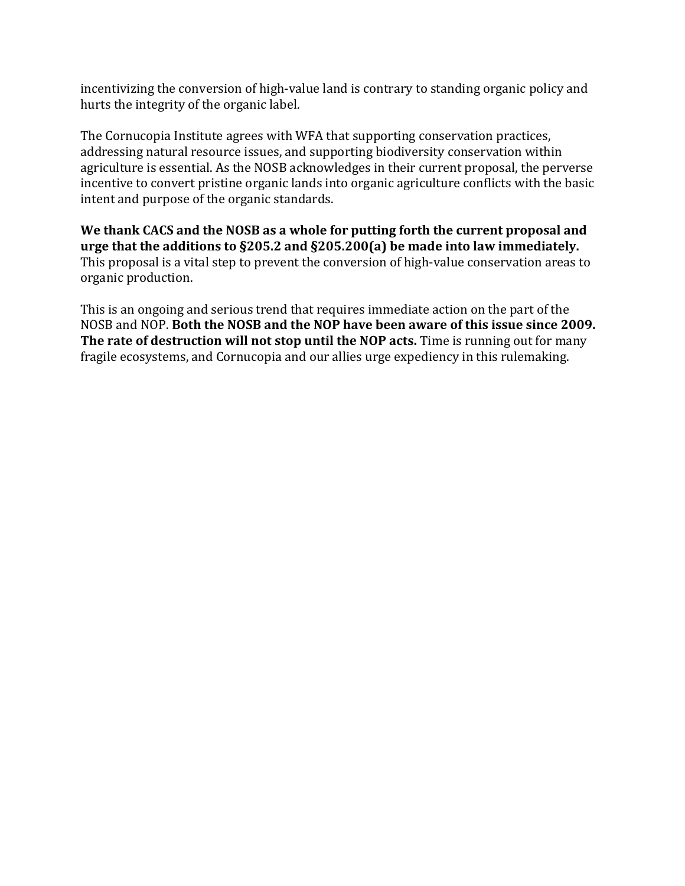incentivizing the conversion of high-value land is contrary to standing organic policy and hurts the integrity of the organic label.

The Cornucopia Institute agrees with WFA that supporting conservation practices, addressing natural resource issues, and supporting biodiversity conservation within agriculture is essential. As the NOSB acknowledges in their current proposal, the perverse incentive to convert pristine organic lands into organic agriculture conflicts with the basic intent and purpose of the organic standards.

**We thank CACS and the NOSB as a whole for putting forth the current proposal and urge that the additions to §205.2 and §205.200(a) be made into law immediately.** This proposal is a vital step to prevent the conversion of high-value conservation areas to organic production.

This is an ongoing and serious trend that requires immediate action on the part of the NOSB and NOP. **Both the NOSB and the NOP have been aware of this issue since 2009. The rate of destruction will not stop until the NOP acts.** Time is running out for many fragile ecosystems, and Cornucopia and our allies urge expediency in this rulemaking.